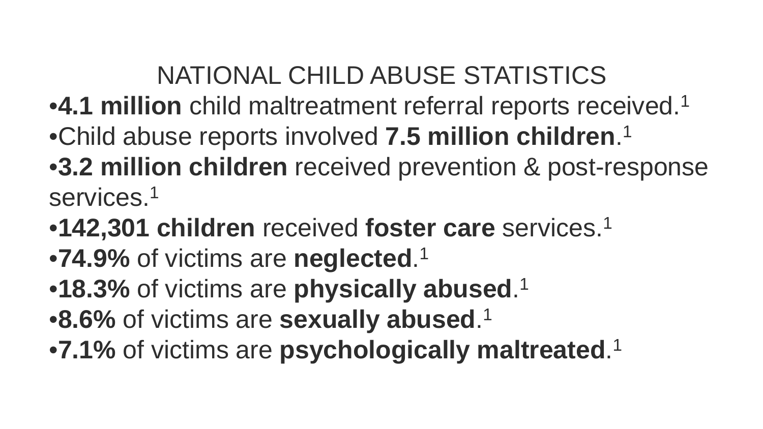# NATIONAL CHILD ABUSE STATISTICS

- **4.1 million** child maltreatment referral reports received.[1]
- Child abuse reports involved **7.5 million children**.[1]
- **3.2 million children** received prevention & post-response services.[1]
- **142,301 children** received **foster care** services.[1]
- **74.9%** of victims are **neglected**.[1]
- **18.3%** of victims are **physically abused**.[1]
- **8.6%** of victims are **sexually abused**.[1]
- **7.1%** of victims are **psychologically maltreated**.[1]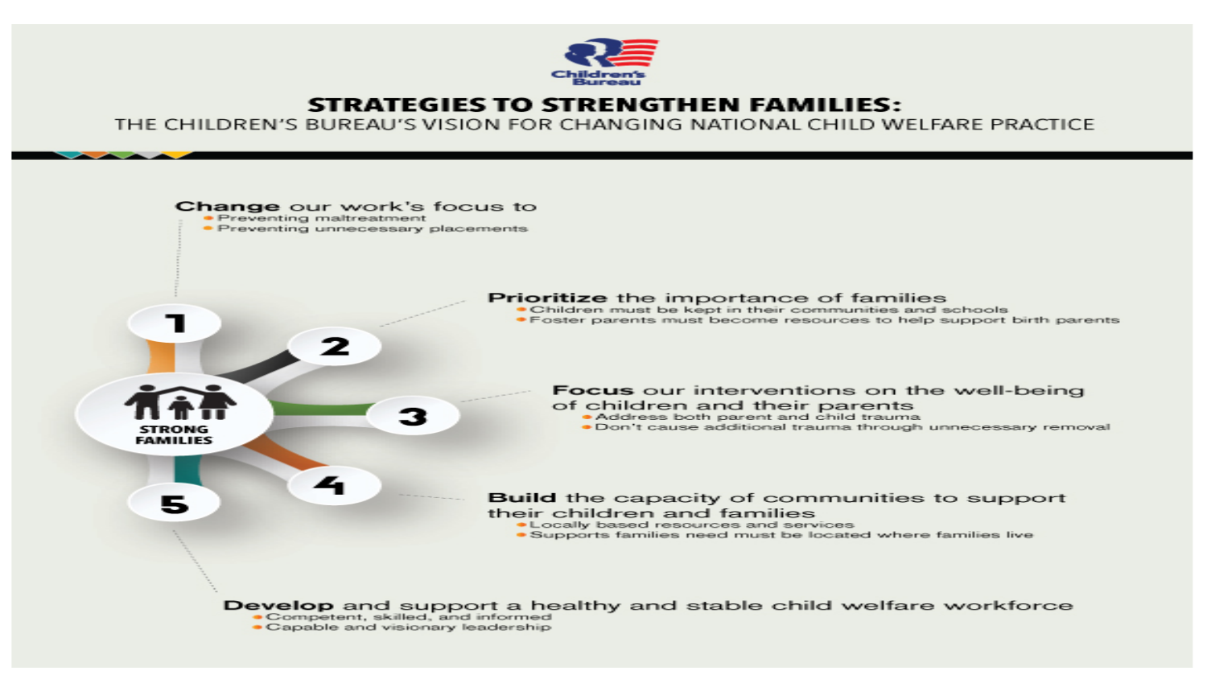Children's Bureau

# STRATEGIES TO STRENGTHEN FAMILIES:

## THE CHILDREN'S BUREAU'S VISION FOR CHANGING NATIONAL CHILD WELFARE PRACTICE

STRONG FAMILIES

1. **Change** our work's focus to
   - Preventing maltreatment
   - Preventing unnecessary placements

2. **Prioritize** the importance of families
   - Children must be kept in their communities and schools
   - Foster parents must become resources to help support birth parents

3. **Focus** our interventions on the well-being of children and their parents
   - Address both parent and child trauma
   - Don't cause additional trauma through unnecessary removal

4. **Build** the capacity of communities to support their children and families
   - Locally based resources and services
   - Supports families need must be located where families live

5. **Develop** and support a healthy and stable child welfare workforce
   - Competent, skilled, and informed
   - Capable and visionary leadership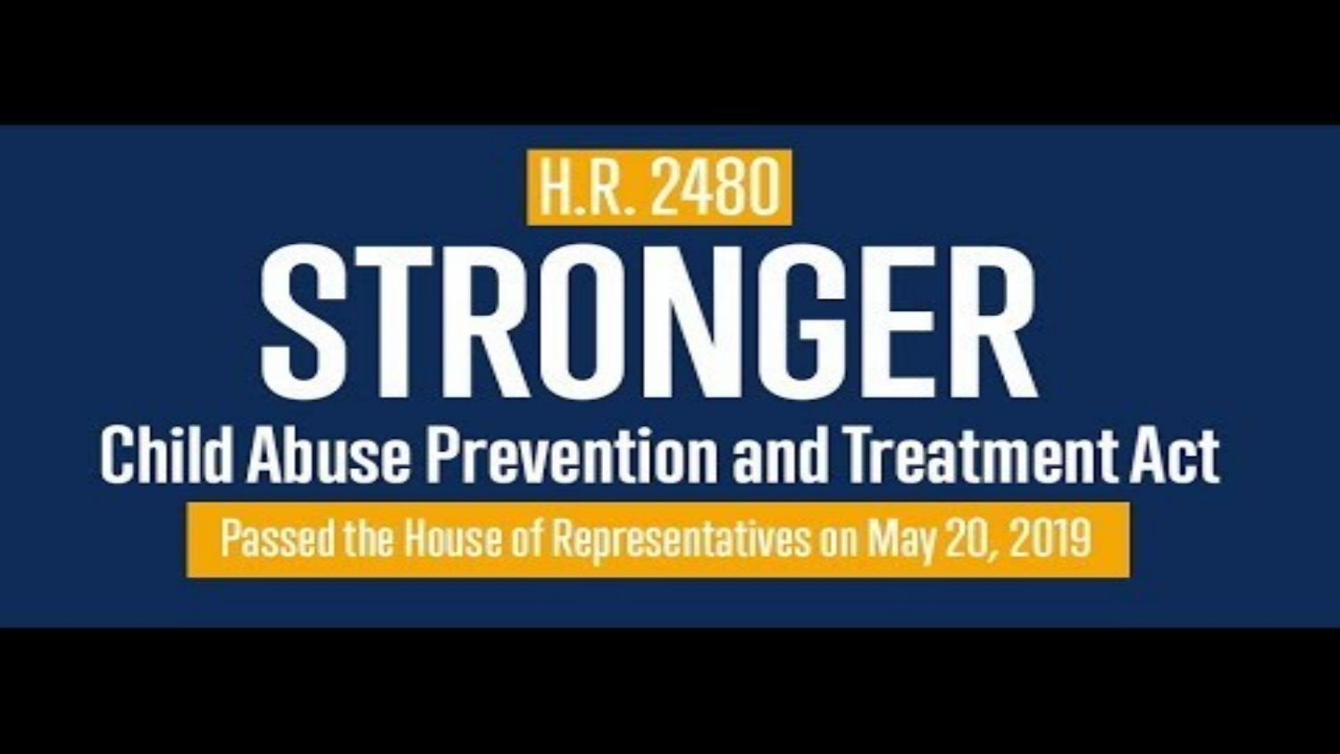H.R. 2480

# STRONGER

## Child Abuse Prevention and Treatment Act

Passed the House of Representatives on May 20, 2019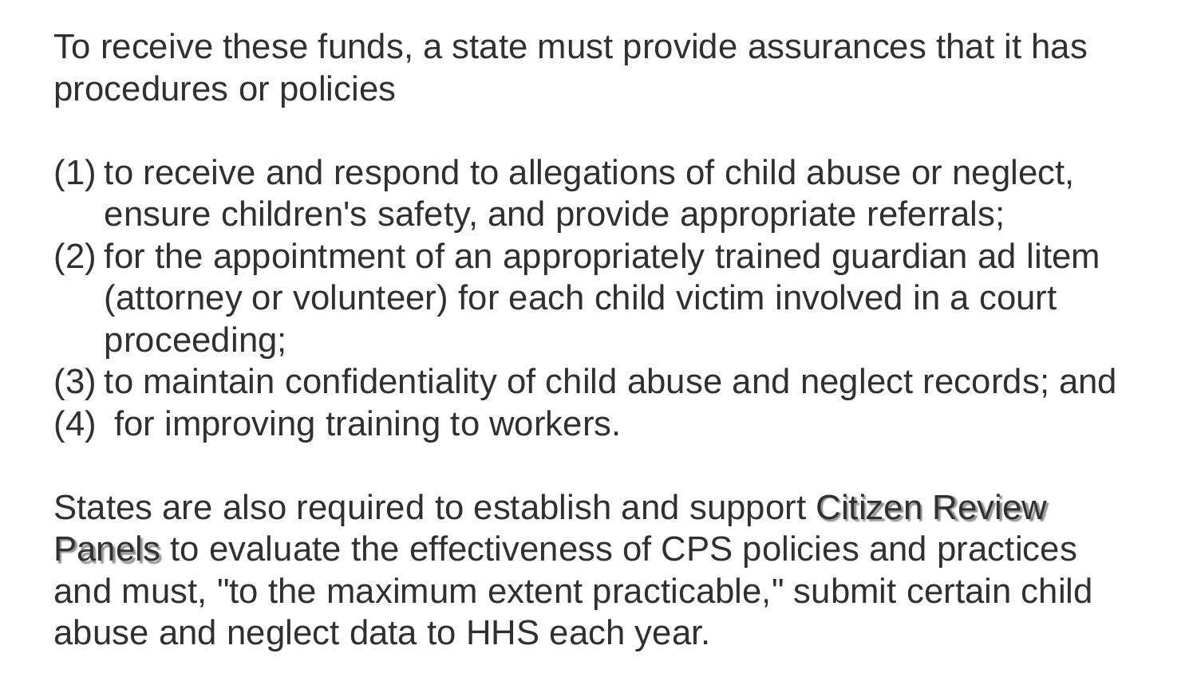To receive these funds, a state must provide assurances that it has procedures or policies

1. to receive and respond to allegations of child abuse or neglect, ensure children's safety, and provide appropriate referrals;
2. for the appointment of an appropriately trained guardian ad litem (attorney or volunteer) for each child victim involved in a court proceeding;
3. to maintain confidentiality of child abuse and neglect records; and
4. for improving training to workers.

States are also required to establish and support Citizen Review Panels to evaluate the effectiveness of CPS policies and practices and must, "to the maximum extent practicable," submit certain child abuse and neglect data to HHS each year.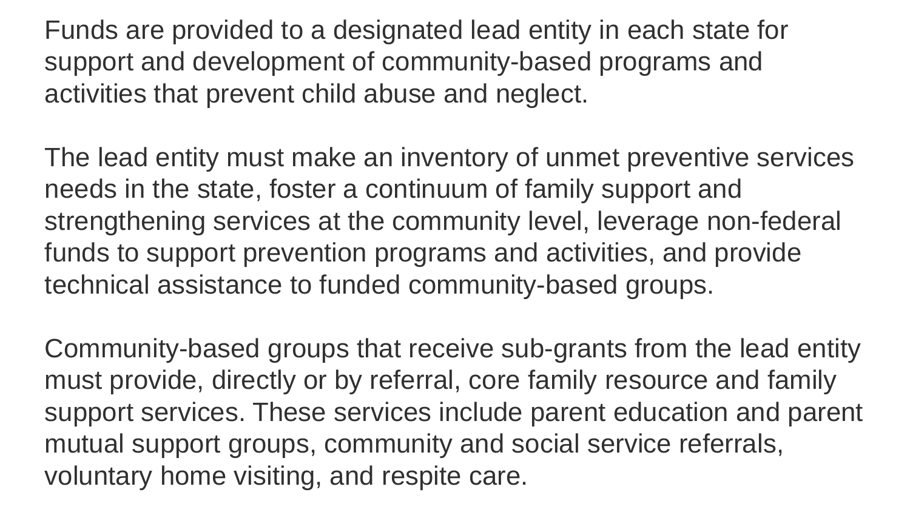Funds are provided to a designated lead entity in each state for support and development of community-based programs and activities that prevent child abuse and neglect.

The lead entity must make an inventory of unmet preventive services needs in the state, foster a continuum of family support and strengthening services at the community level, leverage non-federal funds to support prevention programs and activities, and provide technical assistance to funded community-based groups.

Community-based groups that receive sub-grants from the lead entity must provide, directly or by referral, core family resource and family support services. These services include parent education and parent mutual support groups, community and social service referrals, voluntary home visiting, and respite care.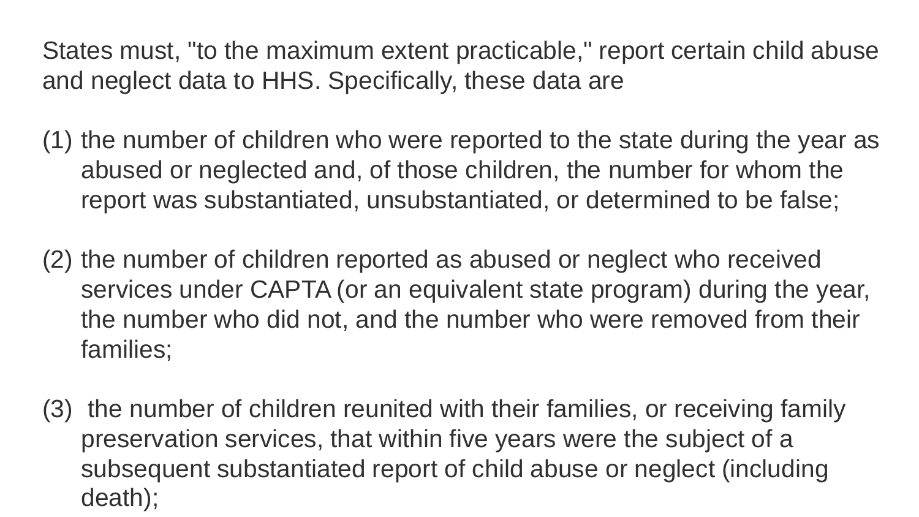States must, "to the maximum extent practicable," report certain child abuse and neglect data to HHS. Specifically, these data are

(1) the number of children who were reported to the state during the year as abused or neglected and, of those children, the number for whom the report was substantiated, unsubstantiated, or determined to be false;

(2) the number of children reported as abused or neglect who received services under CAPTA (or an equivalent state program) during the year, the number who did not, and the number who were removed from their families;

(3) the number of children reunited with their families, or receiving family preservation services, that within five years were the subject of a subsequent substantiated report of child abuse or neglect (including death);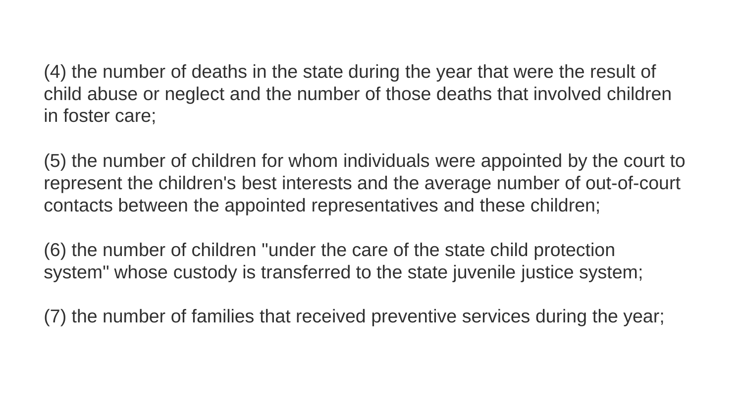(4) the number of deaths in the state during the year that were the result of child abuse or neglect and the number of those deaths that involved children in foster care;

(5) the number of children for whom individuals were appointed by the court to represent the children's best interests and the average number of out-of-court contacts between the appointed representatives and these children;

(6) the number of children "under the care of the state child protection system" whose custody is transferred to the state juvenile justice system;

(7) the number of families that received preventive services during the year;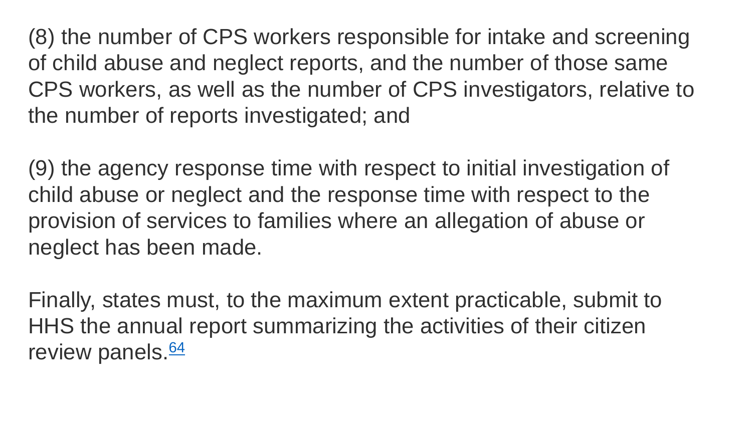(8) the number of CPS workers responsible for intake and screening of child abuse and neglect reports, and the number of those same CPS workers, as well as the number of CPS investigators, relative to the number of reports investigated; and

(9) the agency response time with respect to initial investigation of child abuse or neglect and the response time with respect to the provision of services to families where an allegation of abuse or neglect has been made.

Finally, states must, to the maximum extent practicable, submit to HHS the annual report summarizing the activities of their citizen review panels.[64]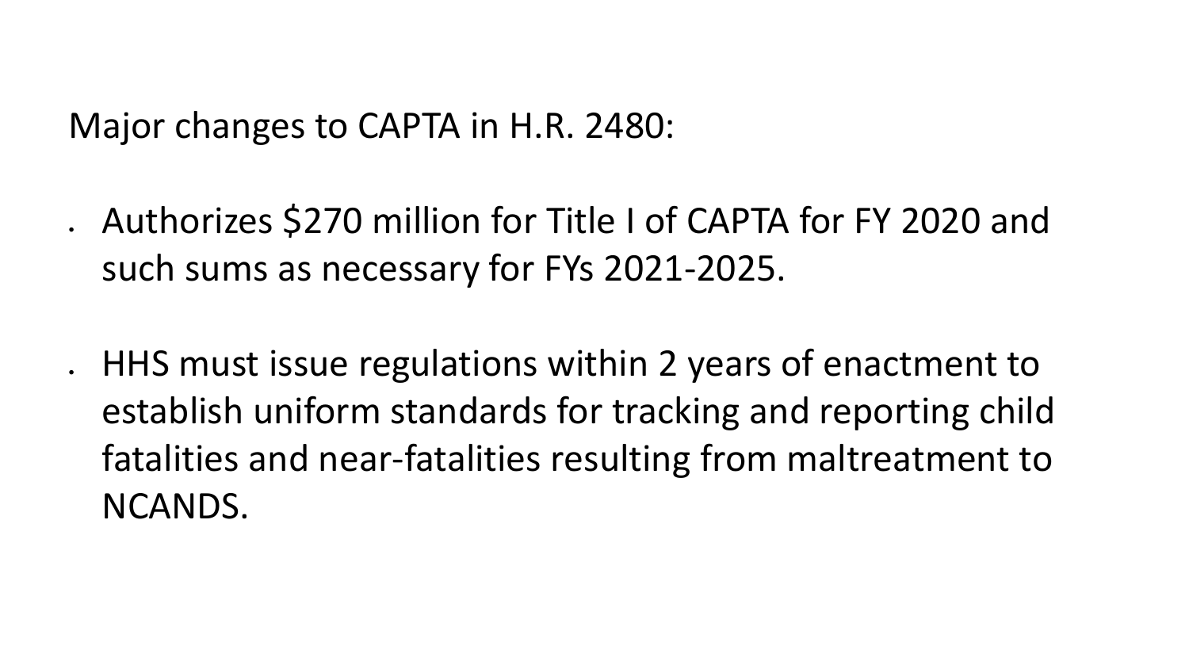Major changes to CAPTA in H.R. 2480:

- Authorizes $270 million for Title I of CAPTA for FY 2020 and such sums as necessary for FYs 2021-2025.

- HHS must issue regulations within 2 years of enactment to establish uniform standards for tracking and reporting child fatalities and near-fatalities resulting from maltreatment to NCANDS.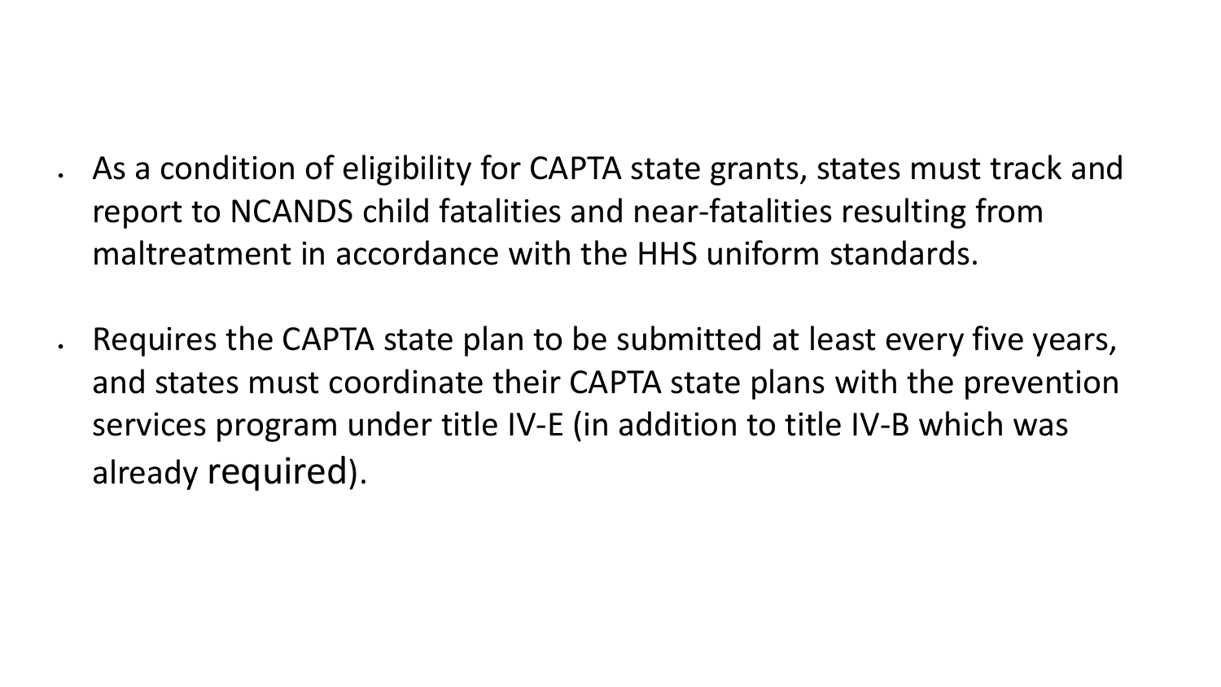- As a condition of eligibility for CAPTA state grants, states must track and report to NCANDS child fatalities and near-fatalities resulting from maltreatment in accordance with the HHS uniform standards.

- Requires the CAPTA state plan to be submitted at least every five years, and states must coordinate their CAPTA state plans with the prevention services program under title IV-E (in addition to title IV-B which was already required).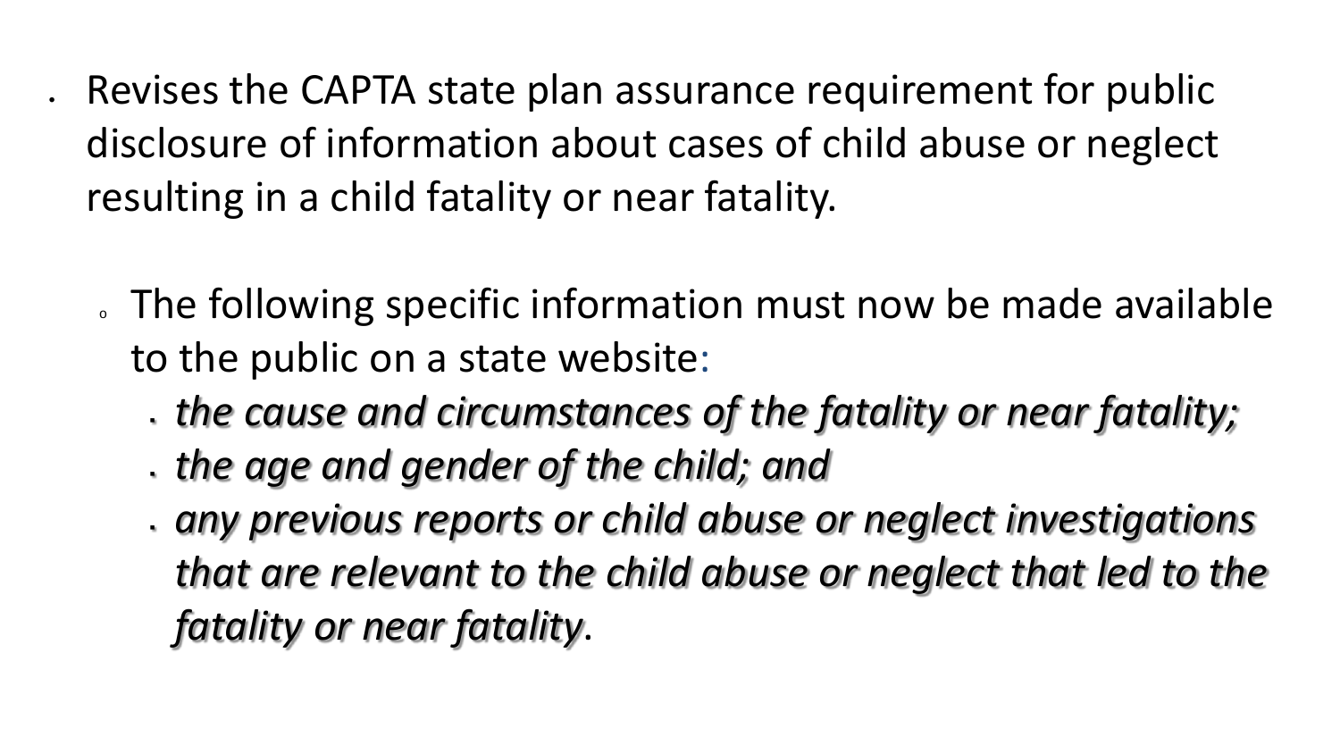- Revises the CAPTA state plan assurance requirement for public disclosure of information about cases of child abuse or neglect resulting in a child fatality or near fatality.
  - The following specific information must now be made available to the public on a state website:
    - *the cause and circumstances of the fatality or near fatality;*
    - *the age and gender of the child; and*
    - *any previous reports or child abuse or neglect investigations that are relevant to the child abuse or neglect that led to the fatality or near fatality*.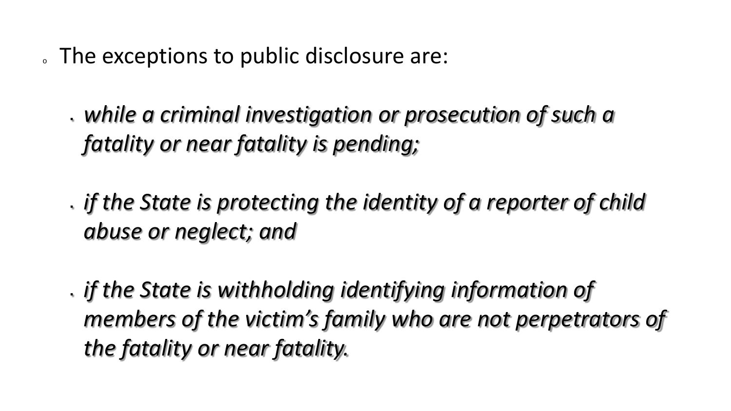- The exceptions to public disclosure are:

  - *while a criminal investigation or prosecution of such a fatality or near fatality is pending;*

  - *if the State is protecting the identity of a reporter of child abuse or neglect; and*

  - *if the State is withholding identifying information of members of the victim's family who are not perpetrators of the fatality or near fatality.*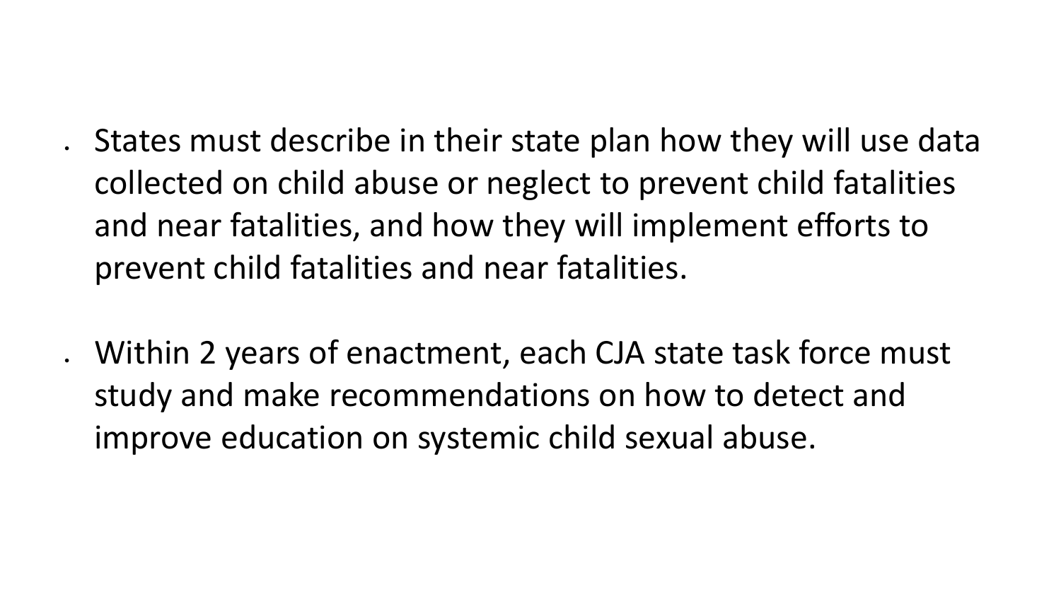- States must describe in their state plan how they will use data collected on child abuse or neglect to prevent child fatalities and near fatalities, and how they will implement efforts to prevent child fatalities and near fatalities.
- Within 2 years of enactment, each CJA state task force must study and make recommendations on how to detect and improve education on systemic child sexual abuse.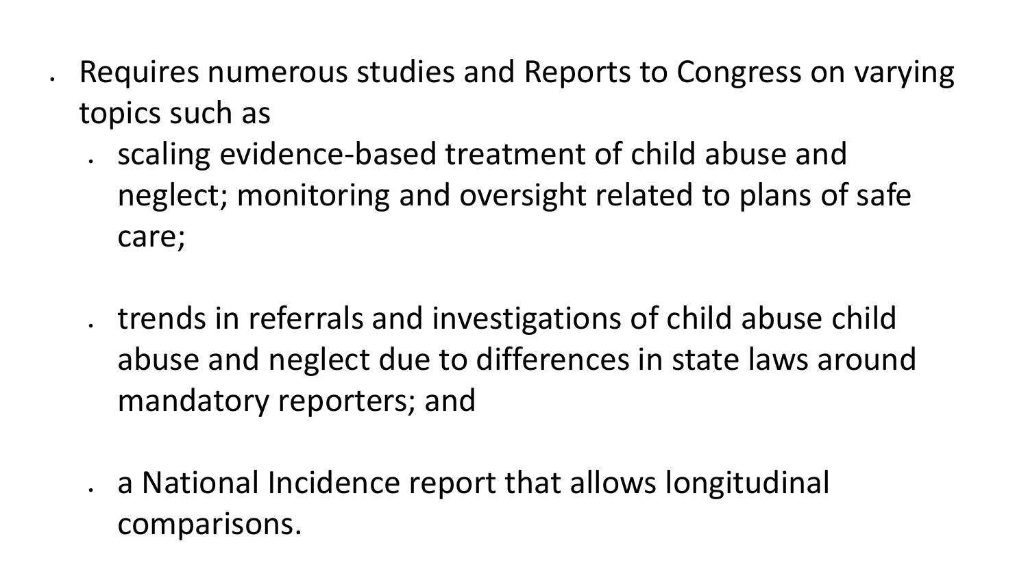- Requires numerous studies and Reports to Congress on varying topics such as
  - scaling evidence-based treatment of child abuse and neglect; monitoring and oversight related to plans of safe care;
  - trends in referrals and investigations of child abuse child abuse and neglect due to differences in state laws around mandatory reporters; and
  - a National Incidence report that allows longitudinal comparisons.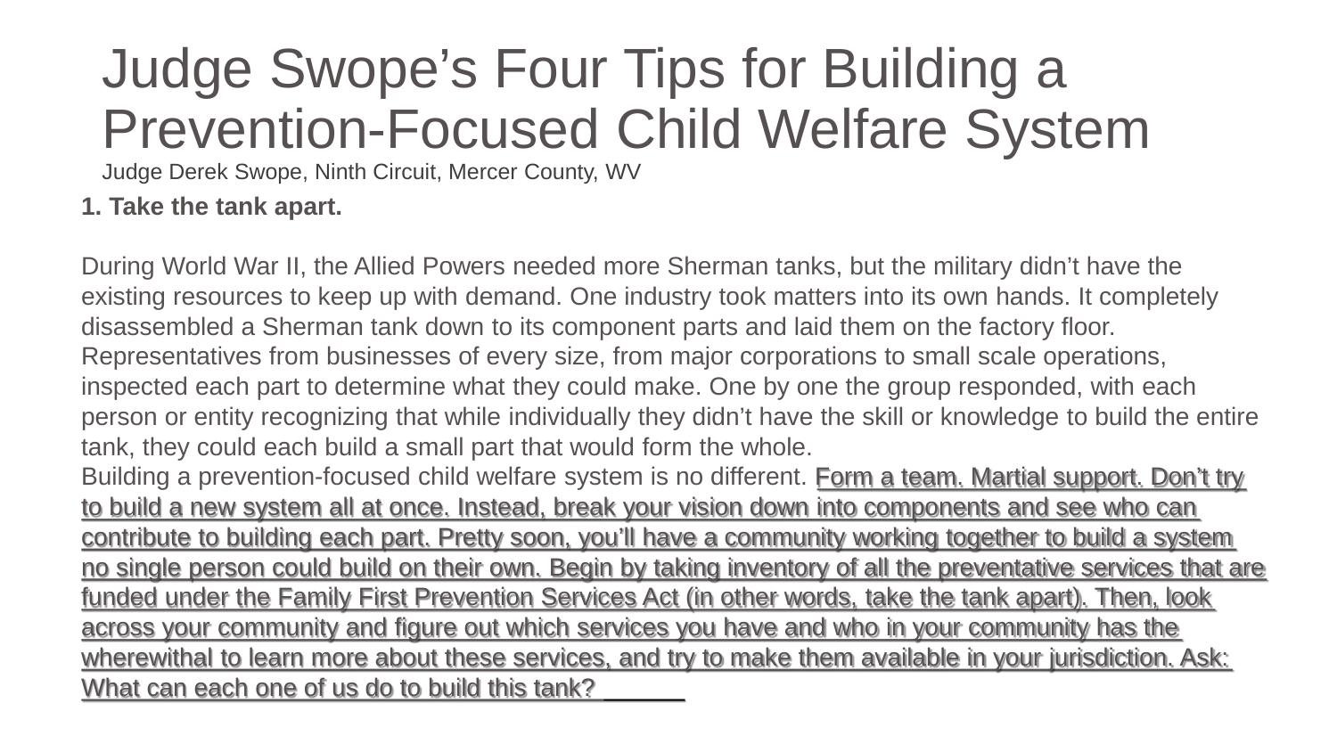# Judge Swope's Four Tips for Building a Prevention-Focused Child Welfare System

Judge Derek Swope, Ninth Circuit, Mercer County, WV

**1. Take the tank apart.**

During World War II, the Allied Powers needed more Sherman tanks, but the military didn't have the existing resources to keep up with demand. One industry took matters into its own hands. It completely disassembled a Sherman tank down to its component parts and laid them on the factory floor. Representatives from businesses of every size, from major corporations to small scale operations, inspected each part to determine what they could make. One by one the group responded, with each person or entity recognizing that while individually they didn't have the skill or knowledge to build the entire tank, they could each build a small part that would form the whole.

Building a prevention-focused child welfare system is no different. Form a team. Martial support. Don't try to build a new system all at once. Instead, break your vision down into components and see who can contribute to building each part. Pretty soon, you'll have a community working together to build a system no single person could build on their own. Begin by taking inventory of all the preventative services that are funded under the Family First Prevention Services Act (in other words, take the tank apart). Then, look across your community and figure out which services you have and who in your community has the wherewithal to learn more about these services, and try to make them available in your jurisdiction. Ask: What can each one of us do to build this tank?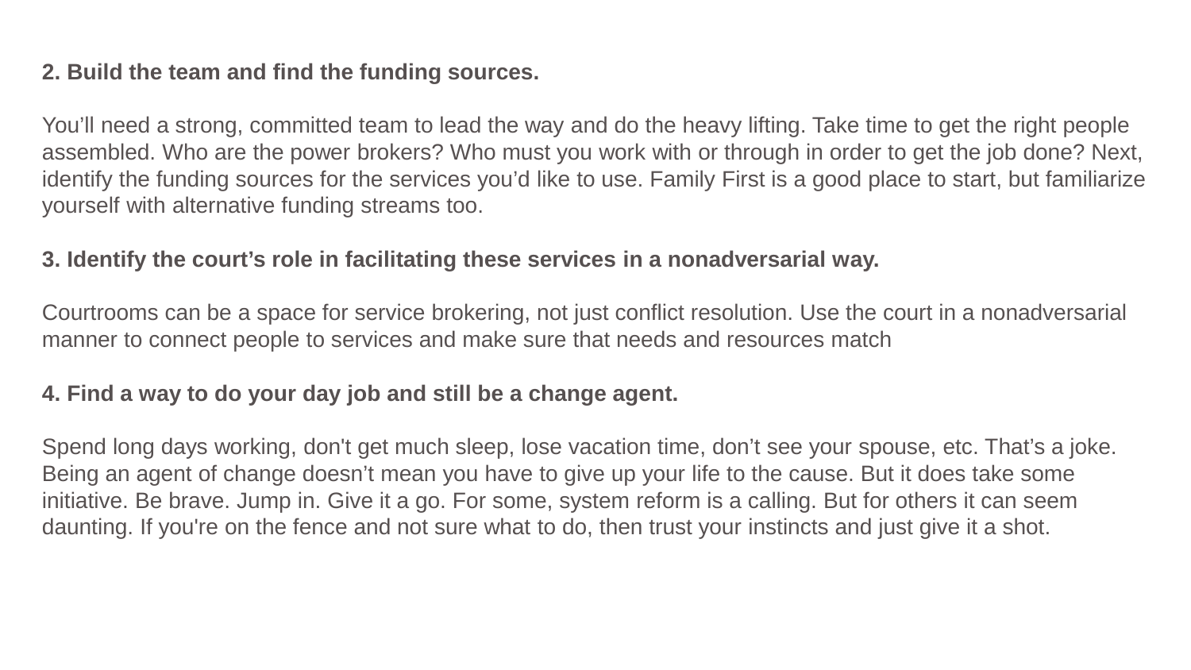**2. Build the team and find the funding sources.**

You’ll need a strong, committed team to lead the way and do the heavy lifting. Take time to get the right people assembled. Who are the power brokers? Who must you work with or through in order to get the job done? Next, identify the funding sources for the services you’d like to use. Family First is a good place to start, but familiarize yourself with alternative funding streams too.

**3. Identify the court’s role in facilitating these services in a nonadversarial way.**

Courtrooms can be a space for service brokering, not just conflict resolution. Use the court in a nonadversarial manner to connect people to services and make sure that needs and resources match

**4. Find a way to do your day job and still be a change agent.**

Spend long days working, don't get much sleep, lose vacation time, don’t see your spouse, etc. That’s a joke. Being an agent of change doesn’t mean you have to give up your life to the cause. But it does take some initiative. Be brave. Jump in. Give it a go. For some, system reform is a calling. But for others it can seem daunting. If you're on the fence and not sure what to do, then trust your instincts and just give it a shot.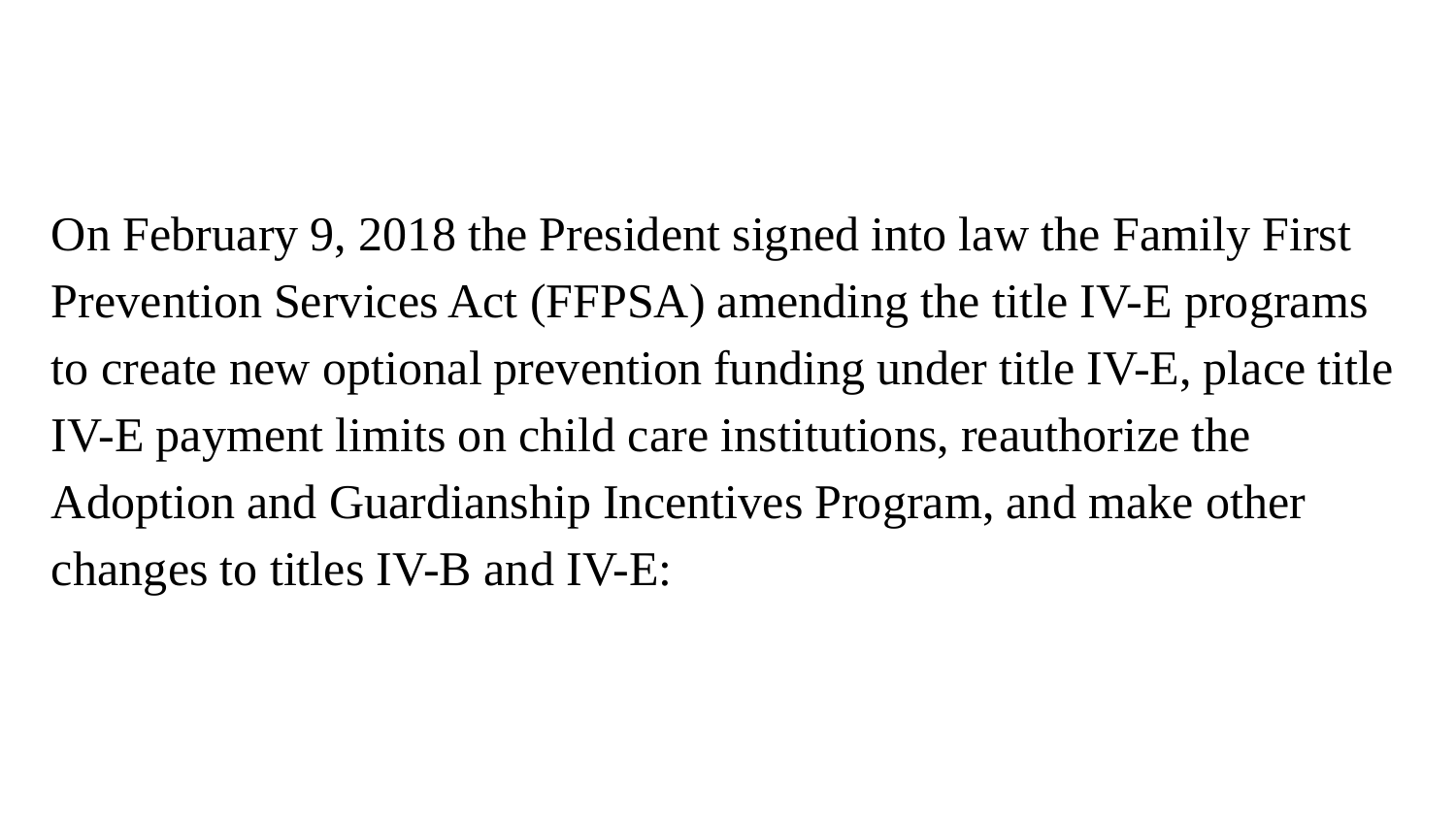On February 9, 2018 the President signed into law the Family First Prevention Services Act (FFPSA) amending the title IV-E programs to create new optional prevention funding under title IV-E, place title IV-E payment limits on child care institutions, reauthorize the Adoption and Guardianship Incentives Program, and make other changes to titles IV-B and IV-E: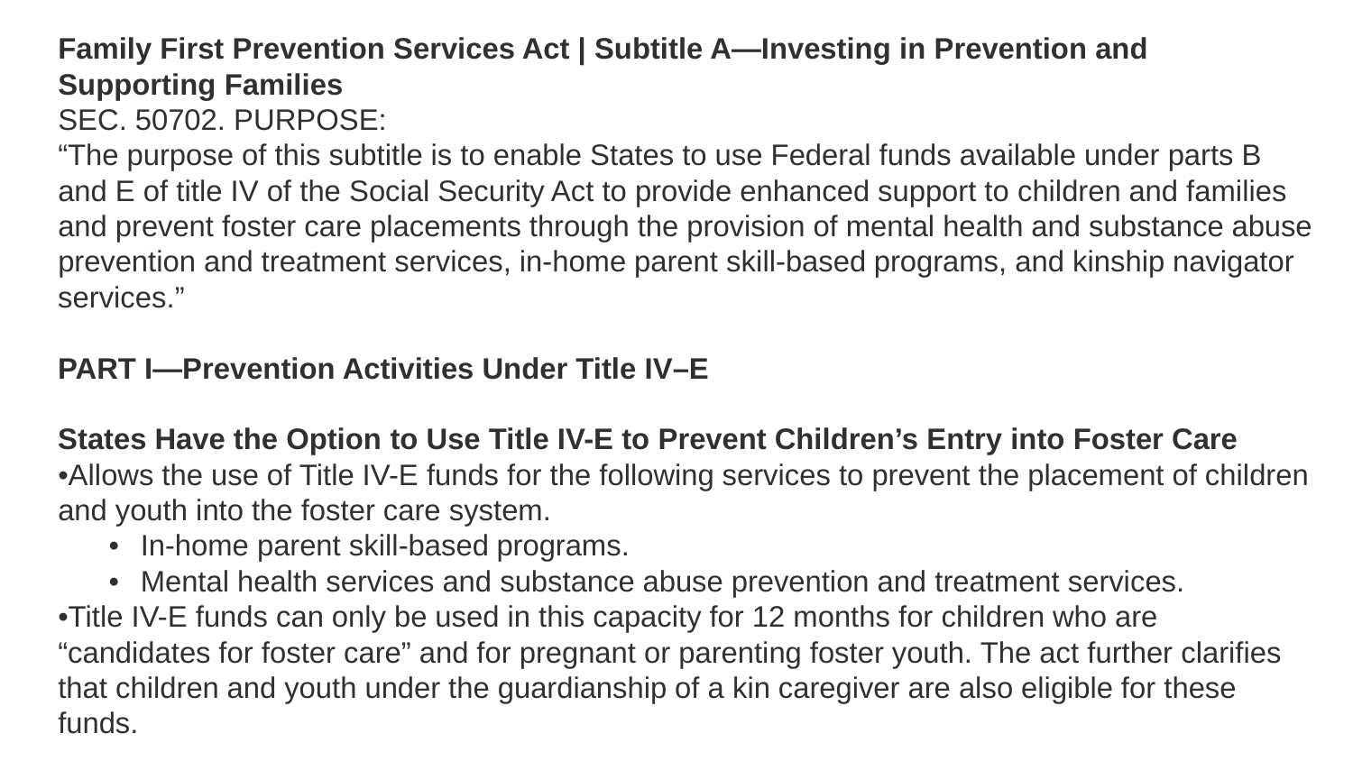**Family First Prevention Services Act | Subtitle A—Investing in Prevention and Supporting Families**

SEC. 50702. PURPOSE:

“The purpose of this subtitle is to enable States to use Federal funds available under parts B and E of title IV of the Social Security Act to provide enhanced support to children and families and prevent foster care placements through the provision of mental health and substance abuse prevention and treatment services, in-home parent skill-based programs, and kinship navigator services.”

**PART I—Prevention Activities Under Title IV–E**

**States Have the Option to Use Title IV-E to Prevent Children’s Entry into Foster Care**

- Allows the use of Title IV-E funds for the following services to prevent the placement of children and youth into the foster care system.
  - In-home parent skill-based programs.
  - Mental health services and substance abuse prevention and treatment services.
- Title IV-E funds can only be used in this capacity for 12 months for children who are “candidates for foster care” and for pregnant or parenting foster youth. The act further clarifies that children and youth under the guardianship of a kin caregiver are also eligible for these funds.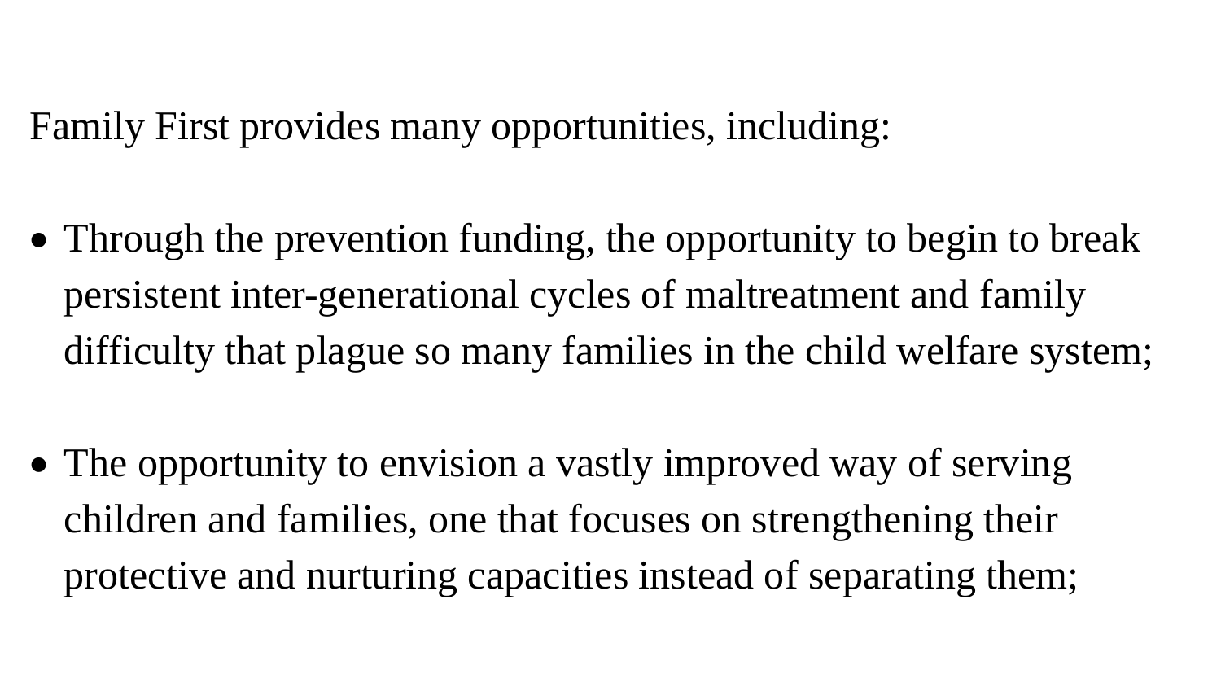Family First provides many opportunities, including:

- Through the prevention funding, the opportunity to begin to break persistent inter-generational cycles of maltreatment and family difficulty that plague so many families in the child welfare system;

- The opportunity to envision a vastly improved way of serving children and families, one that focuses on strengthening their protective and nurturing capacities instead of separating them;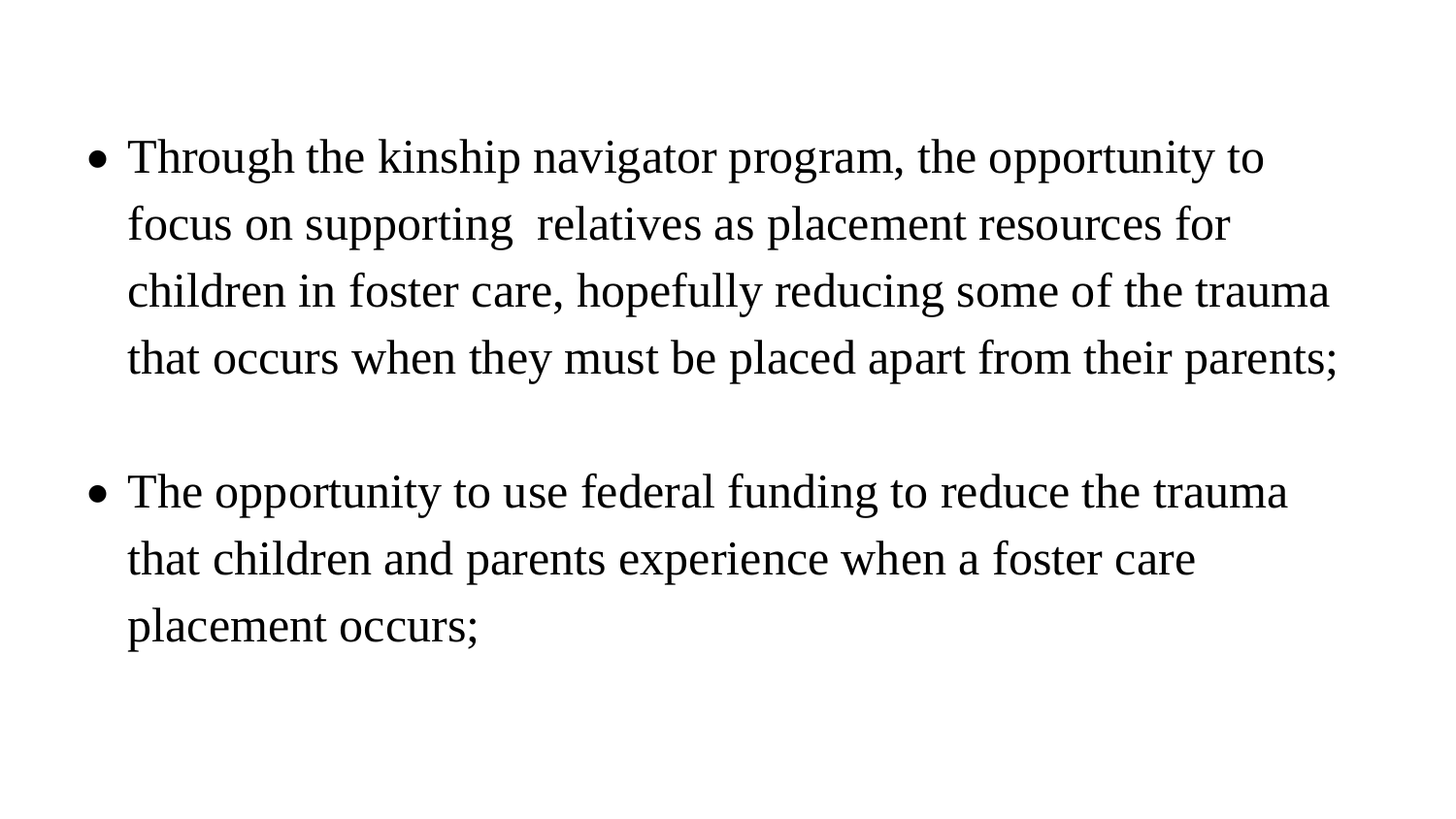- Through the kinship navigator program, the opportunity to focus on supporting relatives as placement resources for children in foster care, hopefully reducing some of the trauma that occurs when they must be placed apart from their parents;

- The opportunity to use federal funding to reduce the trauma that children and parents experience when a foster care placement occurs;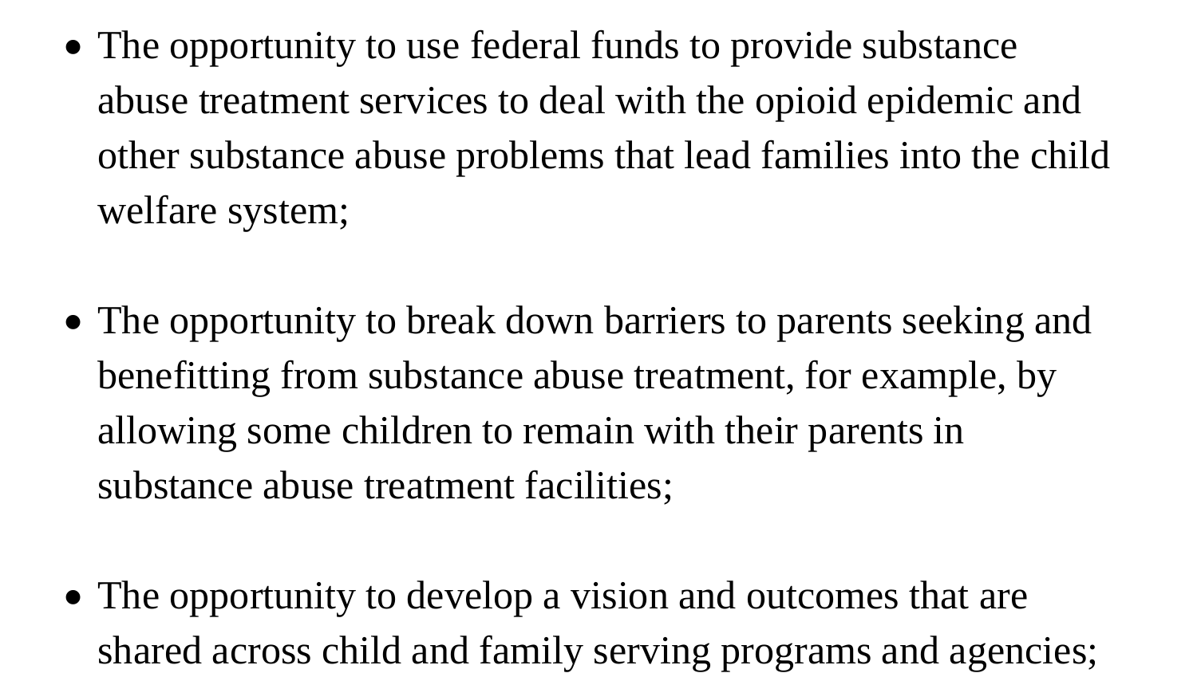- The opportunity to use federal funds to provide substance abuse treatment services to deal with the opioid epidemic and other substance abuse problems that lead families into the child welfare system;

- The opportunity to break down barriers to parents seeking and benefitting from substance abuse treatment, for example, by allowing some children to remain with their parents in substance abuse treatment facilities;

- The opportunity to develop a vision and outcomes that are shared across child and family serving programs and agencies;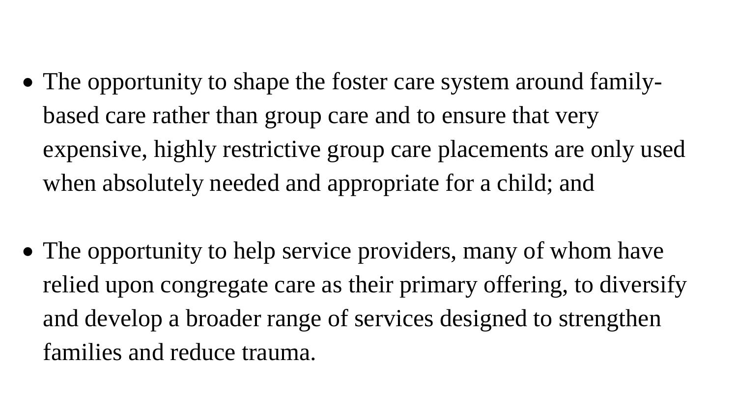- The opportunity to shape the foster care system around family-based care rather than group care and to ensure that very expensive, highly restrictive group care placements are only used when absolutely needed and appropriate for a child; and

- The opportunity to help service providers, many of whom have relied upon congregate care as their primary offering, to diversify and develop a broader range of services designed to strengthen families and reduce trauma.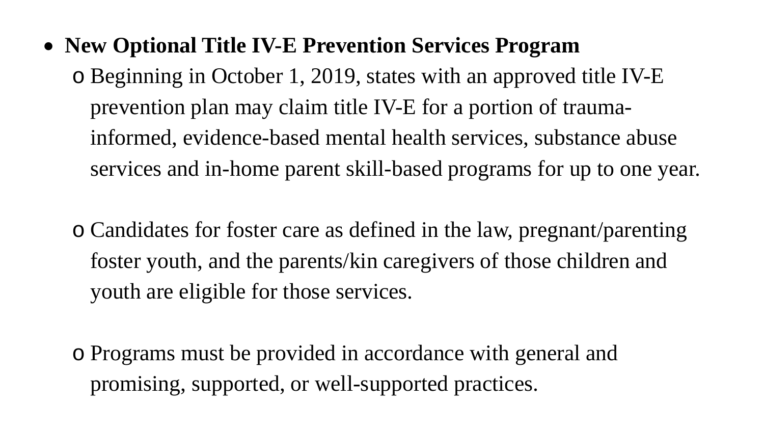- **New Optional Title IV-E Prevention Services Program**
  - Beginning in October 1, 2019, states with an approved title IV-E prevention plan may claim title IV-E for a portion of trauma-informed, evidence-based mental health services, substance abuse services and in-home parent skill-based programs for up to one year.
  - Candidates for foster care as defined in the law, pregnant/parenting foster youth, and the parents/kin caregivers of those children and youth are eligible for those services.
  - Programs must be provided in accordance with general and promising, supported, or well-supported practices.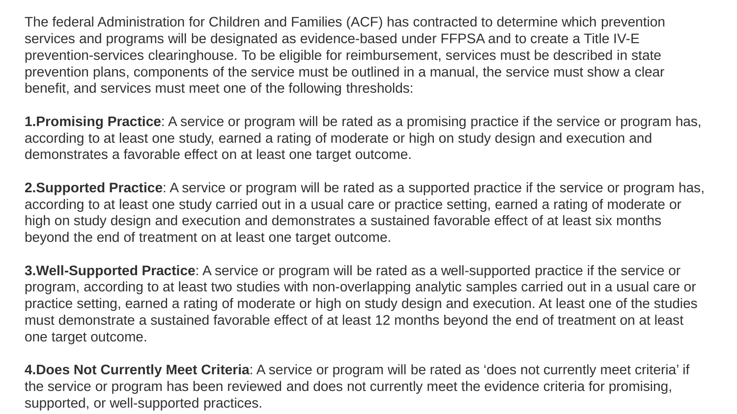The federal Administration for Children and Families (ACF) has contracted to determine which prevention services and programs will be designated as evidence-based under FFPSA and to create a Title IV-E prevention-services clearinghouse. To be eligible for reimbursement, services must be described in state prevention plans, components of the service must be outlined in a manual, the service must show a clear benefit, and services must meet one of the following thresholds:

1. **Promising Practice**: A service or program will be rated as a promising practice if the service or program has, according to at least one study, earned a rating of moderate or high on study design and execution and demonstrates a favorable effect on at least one target outcome.

2. **Supported Practice**: A service or program will be rated as a supported practice if the service or program has, according to at least one study carried out in a usual care or practice setting, earned a rating of moderate or high on study design and execution and demonstrates a sustained favorable effect of at least six months beyond the end of treatment on at least one target outcome.

3. **Well-Supported Practice**: A service or program will be rated as a well-supported practice if the service or program, according to at least two studies with non-overlapping analytic samples carried out in a usual care or practice setting, earned a rating of moderate or high on study design and execution. At least one of the studies must demonstrate a sustained favorable effect of at least 12 months beyond the end of treatment on at least one target outcome.

4. **Does Not Currently Meet Criteria**: A service or program will be rated as 'does not currently meet criteria' if the service or program has been reviewed and does not currently meet the evidence criteria for promising, supported, or well-supported practices.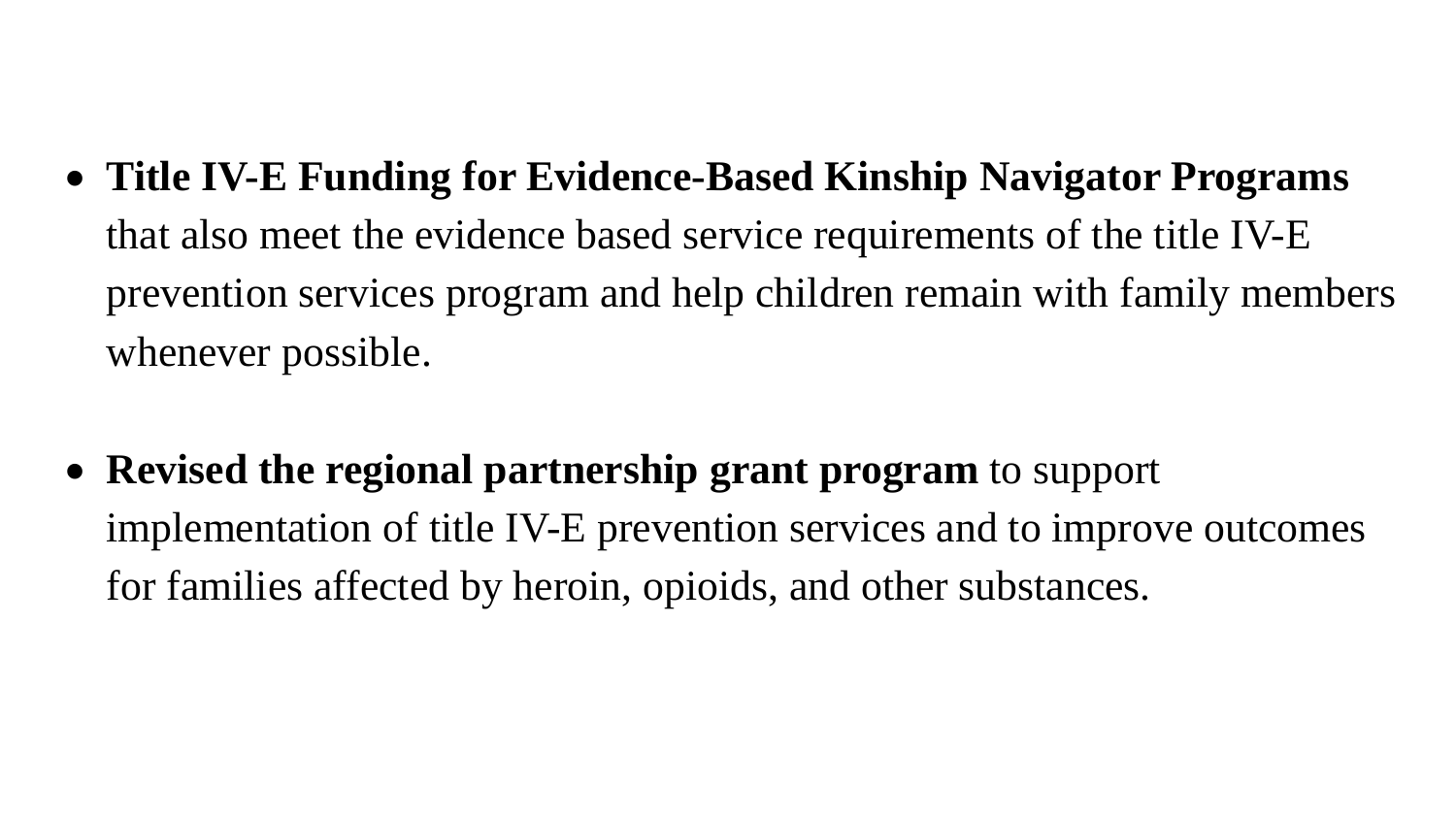- **Title IV-E Funding for Evidence-Based Kinship Navigator Programs** that also meet the evidence based service requirements of the title IV-E prevention services program and help children remain with family members whenever possible.

- **Revised the regional partnership grant program** to support implementation of title IV-E prevention services and to improve outcomes for families affected by heroin, opioids, and other substances.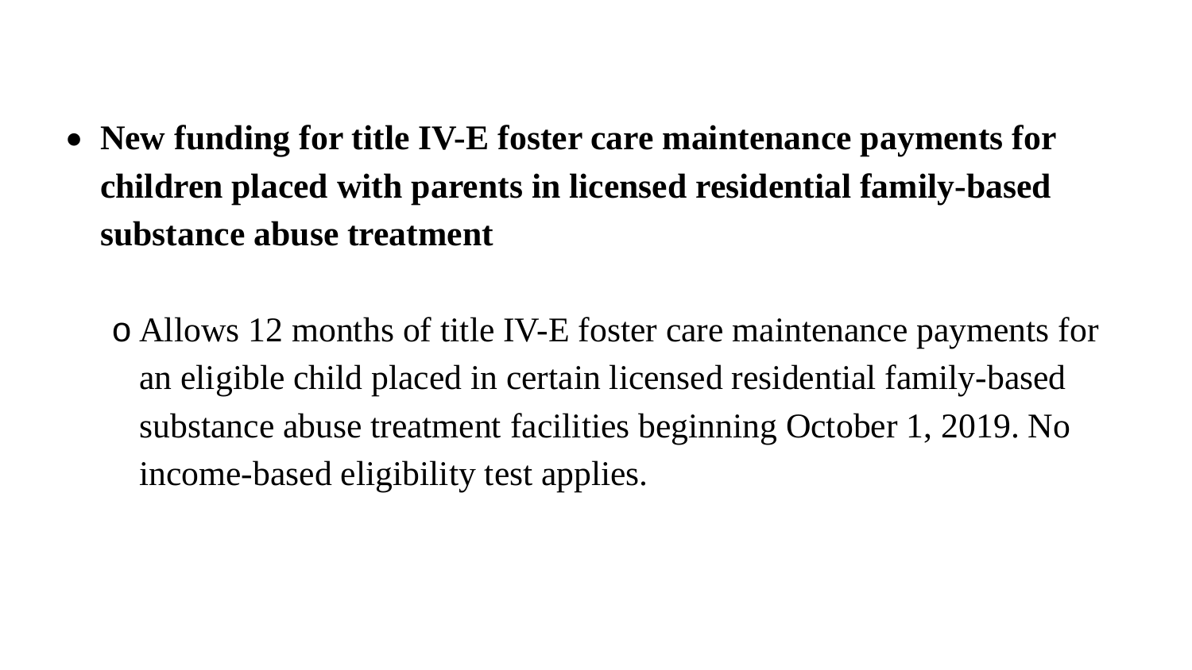- **New funding for title IV-E foster care maintenance payments for children placed with parents in licensed residential family-based substance abuse treatment**
  - Allows 12 months of title IV-E foster care maintenance payments for an eligible child placed in certain licensed residential family-based substance abuse treatment facilities beginning October 1, 2019. No income-based eligibility test applies.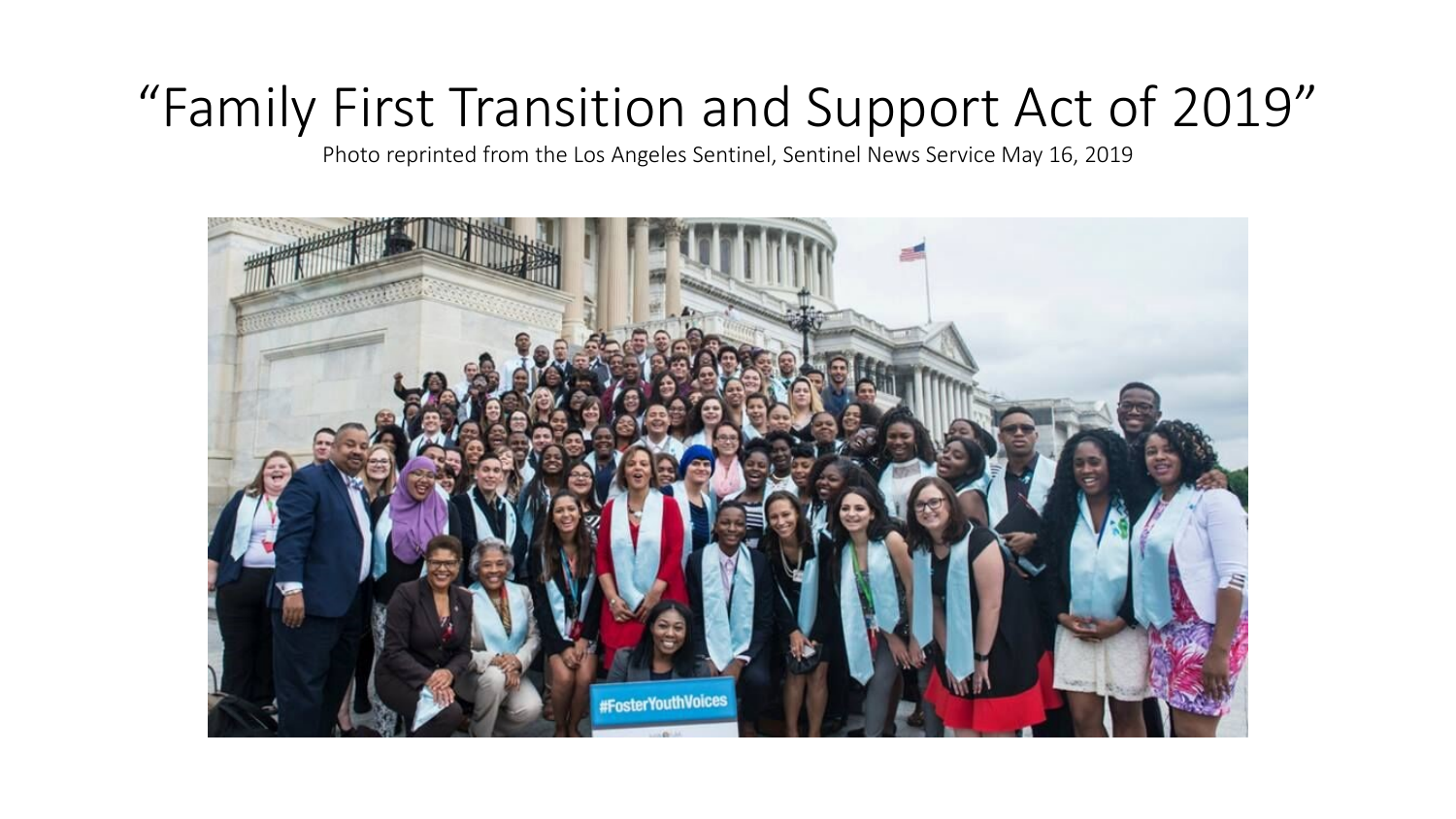# "Family First Transition and Support Act of 2019"

Photo reprinted from the Los Angeles Sentinel, Sentinel News Service May 16, 2019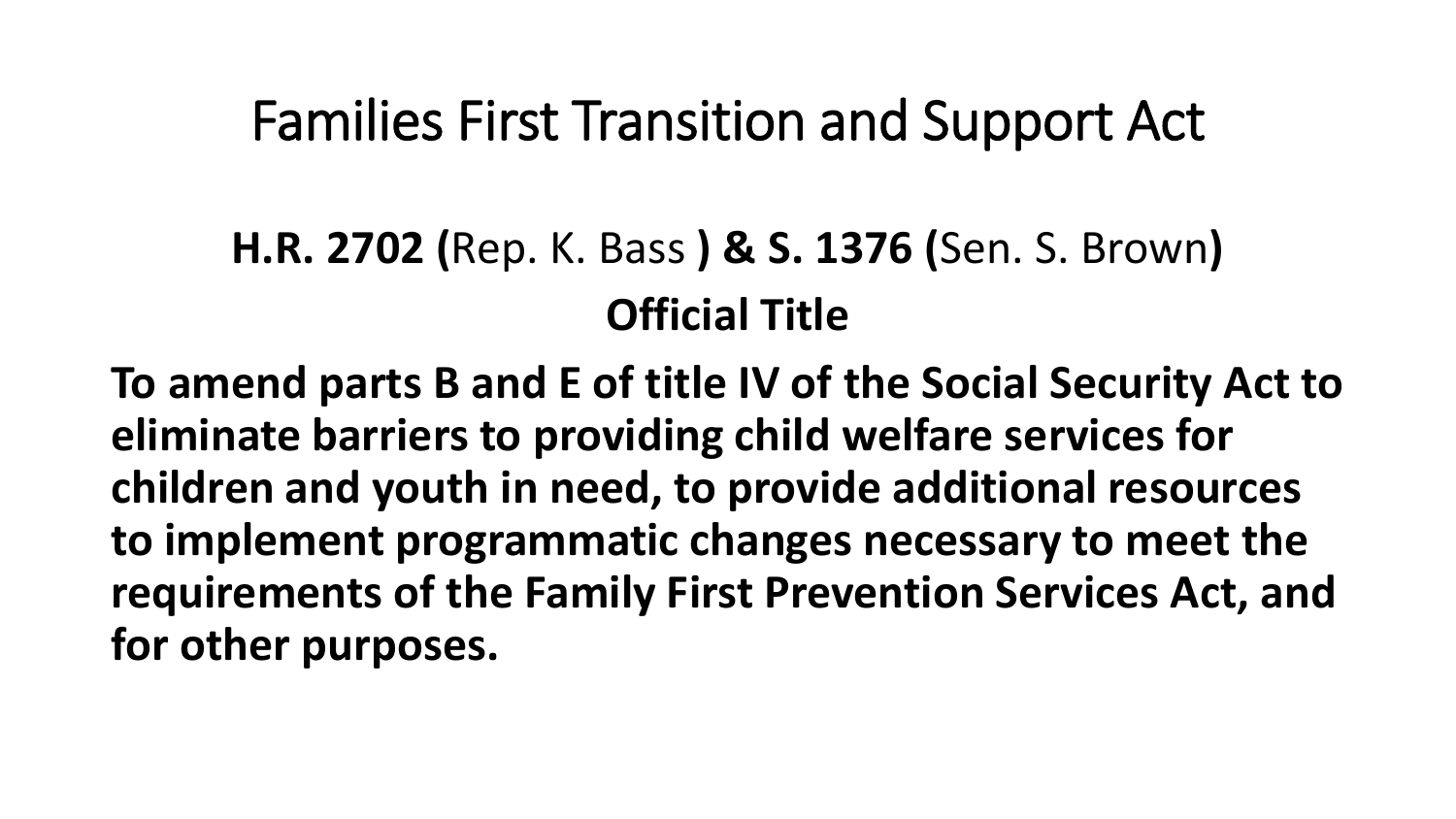# Families First Transition and Support Act

**H.R. 2702 (**Rep. K. Bass **) & S. 1376 (**Sen. S. Brown**)**

**Official Title**

**To amend parts B and E of title IV of the Social Security Act to eliminate barriers to providing child welfare services for children and youth in need, to provide additional resources to implement programmatic changes necessary to meet the requirements of the Family First Prevention Services Act, and for other purposes.**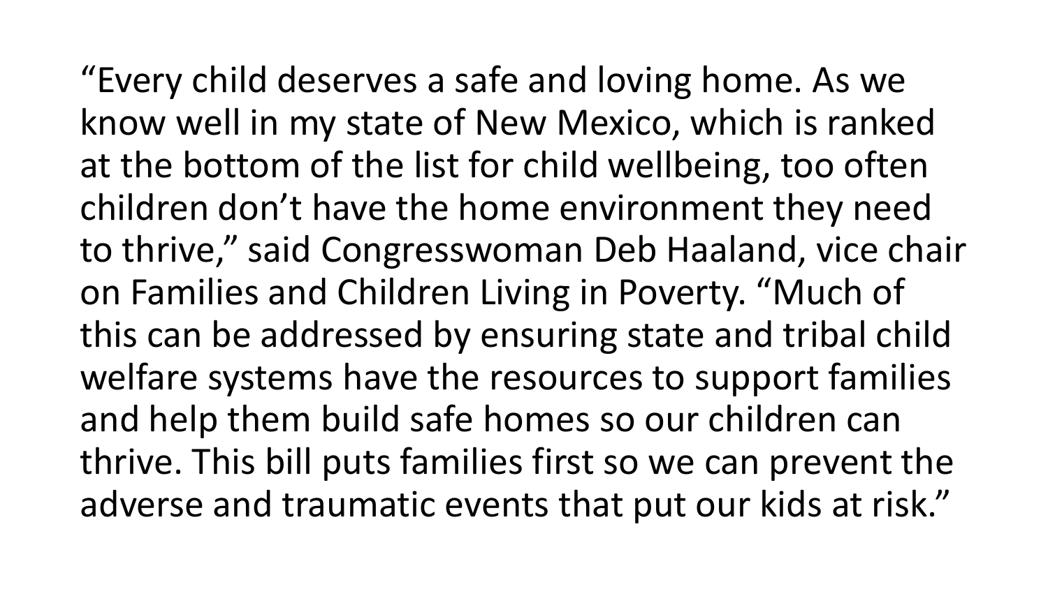"Every child deserves a safe and loving home. As we know well in my state of New Mexico, which is ranked at the bottom of the list for child wellbeing, too often children don't have the home environment they need to thrive," said Congresswoman Deb Haaland, vice chair on Families and Children Living in Poverty. "Much of this can be addressed by ensuring state and tribal child welfare systems have the resources to support families and help them build safe homes so our children can thrive. This bill puts families first so we can prevent the adverse and traumatic events that put our kids at risk."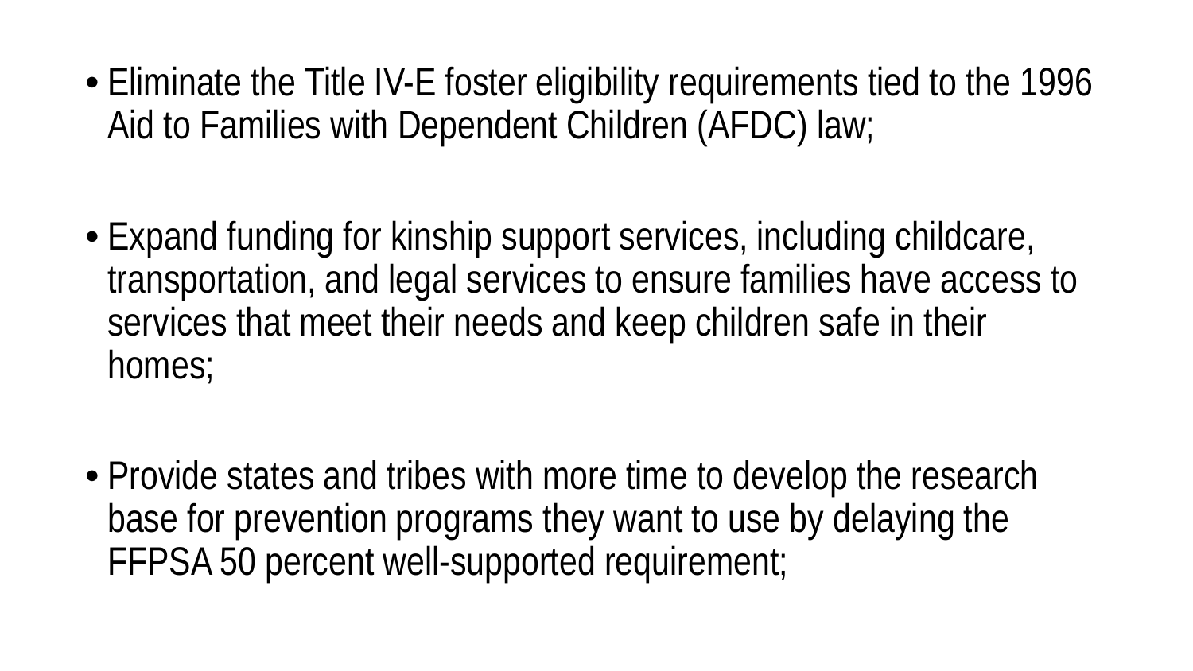- Eliminate the Title IV-E foster eligibility requirements tied to the 1996 Aid to Families with Dependent Children (AFDC) law;

- Expand funding for kinship support services, including childcare, transportation, and legal services to ensure families have access to services that meet their needs and keep children safe in their homes;

- Provide states and tribes with more time to develop the research base for prevention programs they want to use by delaying the FFPSA 50 percent well-supported requirement;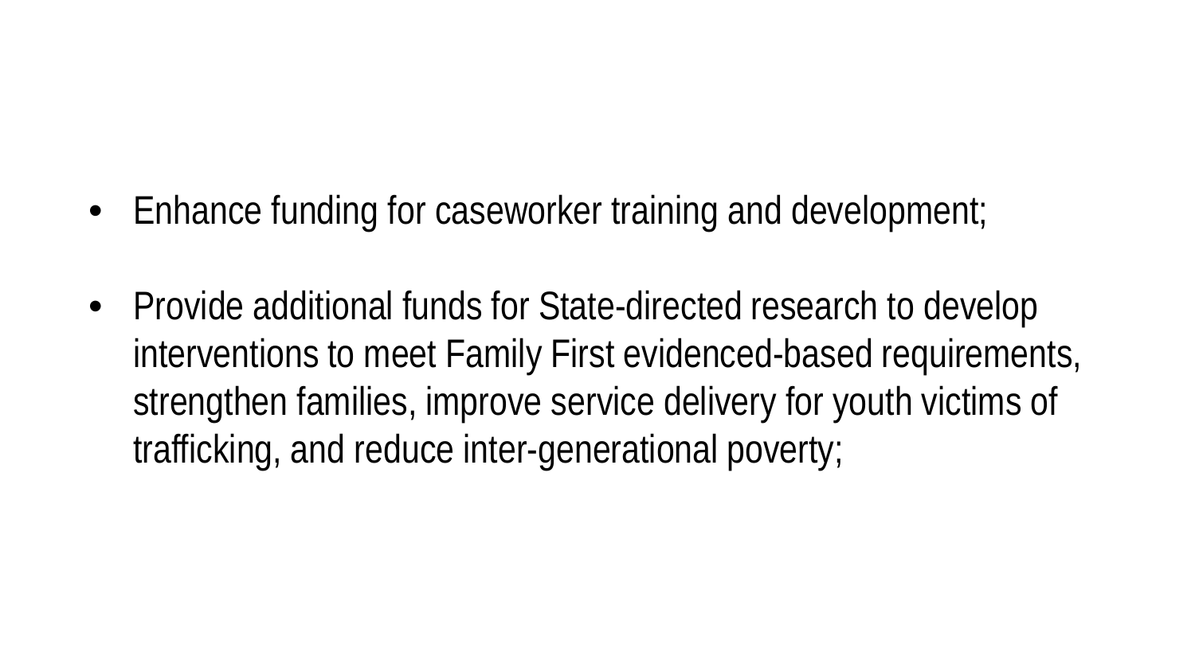- Enhance funding for caseworker training and development;

- Provide additional funds for State-directed research to develop interventions to meet Family First evidenced-based requirements, strengthen families, improve service delivery for youth victims of trafficking, and reduce inter-generational poverty;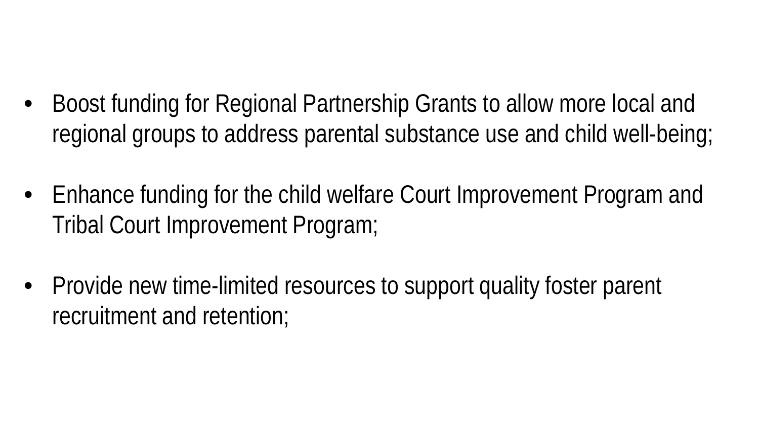- Boost funding for Regional Partnership Grants to allow more local and regional groups to address parental substance use and child well-being;

- Enhance funding for the child welfare Court Improvement Program and Tribal Court Improvement Program;

- Provide new time-limited resources to support quality foster parent recruitment and retention;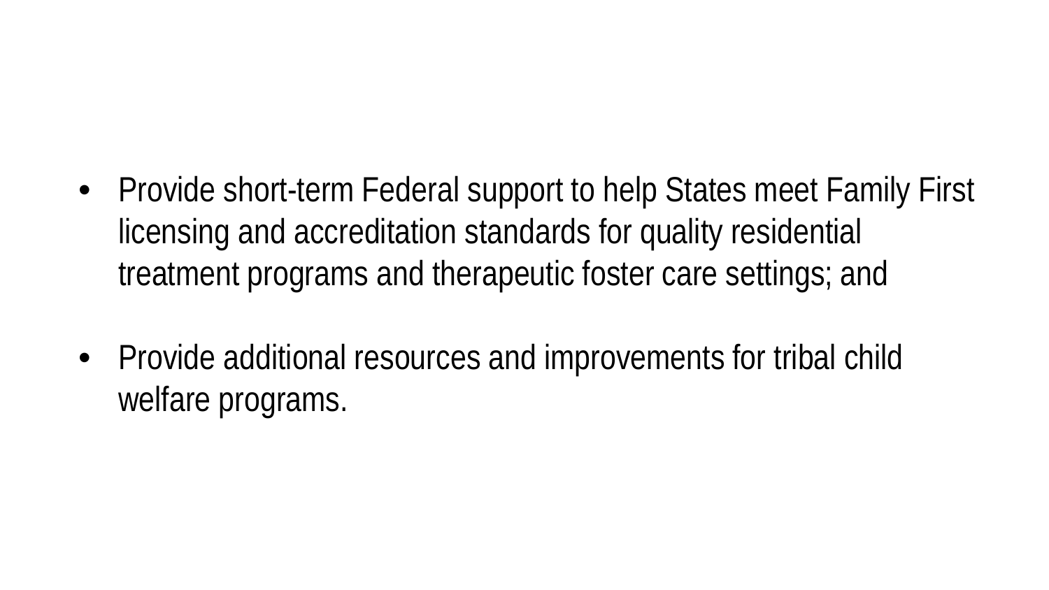- Provide short-term Federal support to help States meet Family First licensing and accreditation standards for quality residential treatment programs and therapeutic foster care settings; and

- Provide additional resources and improvements for tribal child welfare programs.